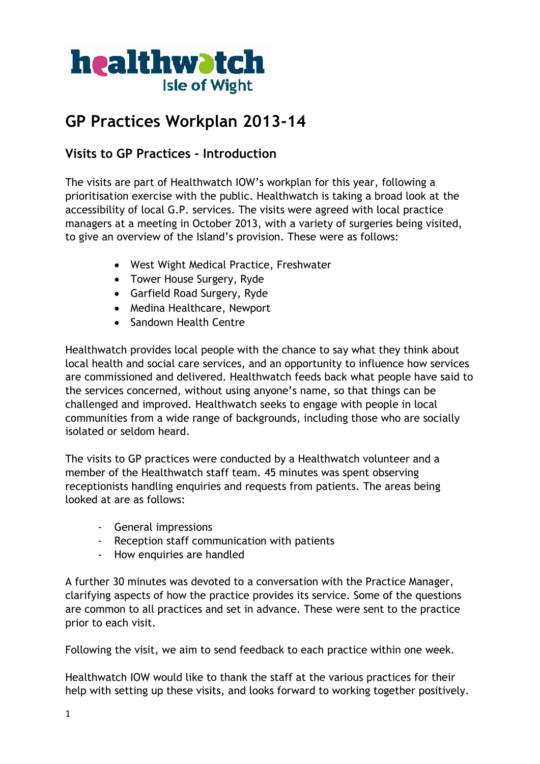healthwatch Isle of Wight

# GP Practices Workplan 2013-14

## Visits to GP Practices - Introduction

The visits are part of Healthwatch IOW's workplan for this year, following a prioritisation exercise with the public. Healthwatch is taking a broad look at the accessibility of local G.P. services. The visits were agreed with local practice managers at a meeting in October 2013, with a variety of surgeries being visited, to give an overview of the Island's provision. These were as follows:

- West Wight Medical Practice, Freshwater
- Tower House Surgery, Ryde
- Garfield Road Surgery, Ryde
- Medina Healthcare, Newport
- Sandown Health Centre

Healthwatch provides local people with the chance to say what they think about local health and social care services, and an opportunity to influence how services are commissioned and delivered. Healthwatch feeds back what people have said to the services concerned, without using anyone's name, so that things can be challenged and improved. Healthwatch seeks to engage with people in local communities from a wide range of backgrounds, including those who are socially isolated or seldom heard.

The visits to GP practices were conducted by a Healthwatch volunteer and a member of the Healthwatch staff team. 45 minutes was spent observing receptionists handling enquiries and requests from patients. The areas being looked at are as follows:

- General impressions
- Reception staff communication with patients
- How enquiries are handled

A further 30 minutes was devoted to a conversation with the Practice Manager, clarifying aspects of how the practice provides its service. Some of the questions are common to all practices and set in advance. These were sent to the practice prior to each visit.

Following the visit, we aim to send feedback to each practice within one week.

Healthwatch IOW would like to thank the staff at the various practices for their help with setting up these visits, and looks forward to working together positively.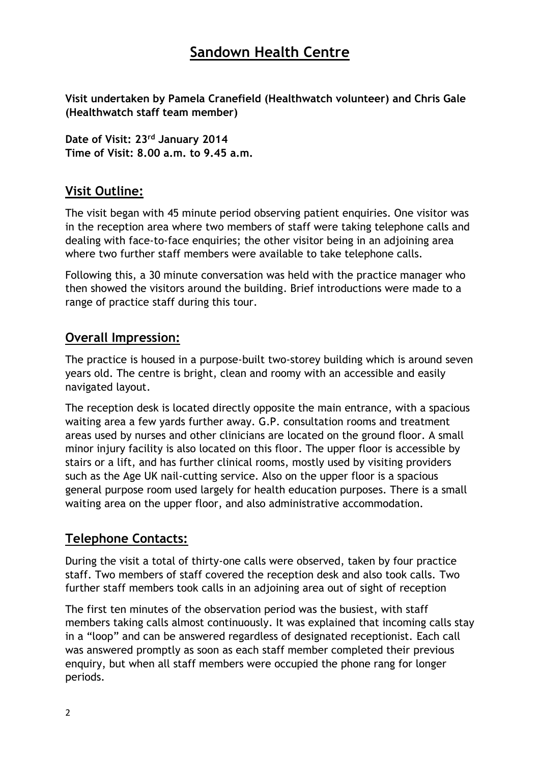# Sandown Health Centre

**Visit undertaken by Pamela Cranefield (Healthwatch volunteer) and Chris Gale (Healthwatch staff team member)**

**Date of Visit: 23rd January 2014**
**Time of Visit: 8.00 a.m. to 9.45 a.m.**

## Visit Outline:

The visit began with 45 minute period observing patient enquiries. One visitor was in the reception area where two members of staff were taking telephone calls and dealing with face-to-face enquiries; the other visitor being in an adjoining area where two further staff members were available to take telephone calls.

Following this, a 30 minute conversation was held with the practice manager who then showed the visitors around the building. Brief introductions were made to a range of practice staff during this tour.

## Overall Impression:

The practice is housed in a purpose-built two-storey building which is around seven years old. The centre is bright, clean and roomy with an accessible and easily navigated layout.

The reception desk is located directly opposite the main entrance, with a spacious waiting area a few yards further away. G.P. consultation rooms and treatment areas used by nurses and other clinicians are located on the ground floor. A small minor injury facility is also located on this floor. The upper floor is accessible by stairs or a lift, and has further clinical rooms, mostly used by visiting providers such as the Age UK nail-cutting service. Also on the upper floor is a spacious general purpose room used largely for health education purposes. There is a small waiting area on the upper floor, and also administrative accommodation.

## Telephone Contacts:

During the visit a total of thirty-one calls were observed, taken by four practice staff. Two members of staff covered the reception desk and also took calls. Two further staff members took calls in an adjoining area out of sight of reception

The first ten minutes of the observation period was the busiest, with staff members taking calls almost continuously. It was explained that incoming calls stay in a "loop" and can be answered regardless of designated receptionist. Each call was answered promptly as soon as each staff member completed their previous enquiry, but when all staff members were occupied the phone rang for longer periods.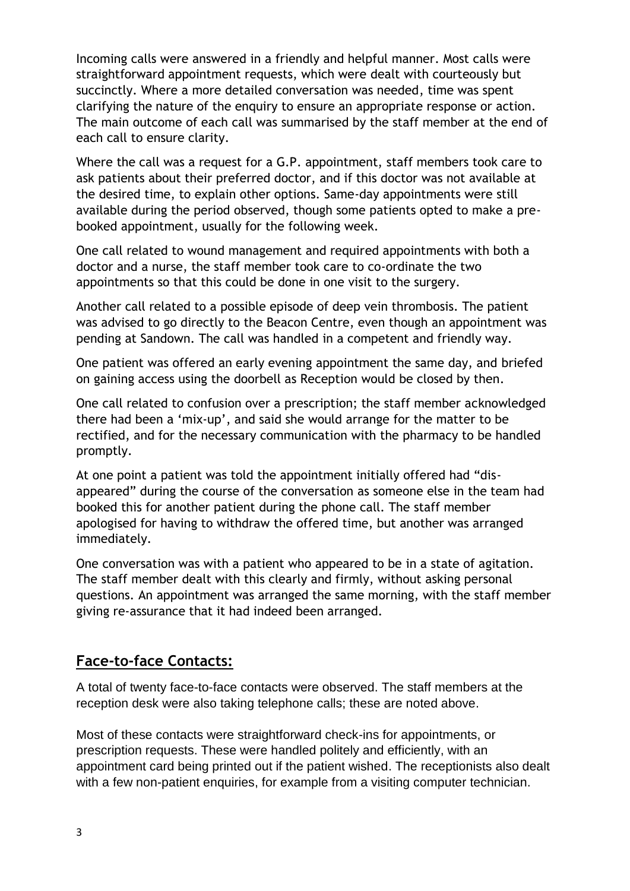Incoming calls were answered in a friendly and helpful manner. Most calls were straightforward appointment requests, which were dealt with courteously but succinctly. Where a more detailed conversation was needed, time was spent clarifying the nature of the enquiry to ensure an appropriate response or action. The main outcome of each call was summarised by the staff member at the end of each call to ensure clarity.

Where the call was a request for a G.P. appointment, staff members took care to ask patients about their preferred doctor, and if this doctor was not available at the desired time, to explain other options. Same-day appointments were still available during the period observed, though some patients opted to make a pre-booked appointment, usually for the following week.

One call related to wound management and required appointments with both a doctor and a nurse, the staff member took care to co-ordinate the two appointments so that this could be done in one visit to the surgery.

Another call related to a possible episode of deep vein thrombosis. The patient was advised to go directly to the Beacon Centre, even though an appointment was pending at Sandown. The call was handled in a competent and friendly way.

One patient was offered an early evening appointment the same day, and briefed on gaining access using the doorbell as Reception would be closed by then.

One call related to confusion over a prescription; the staff member acknowledged there had been a 'mix-up', and said she would arrange for the matter to be rectified, and for the necessary communication with the pharmacy to be handled promptly.

At one point a patient was told the appointment initially offered had "dis-appeared" during the course of the conversation as someone else in the team had booked this for another patient during the phone call. The staff member apologised for having to withdraw the offered time, but another was arranged immediately.

One conversation was with a patient who appeared to be in a state of agitation. The staff member dealt with this clearly and firmly, without asking personal questions. An appointment was arranged the same morning, with the staff member giving re-assurance that it had indeed been arranged.

## Face-to-face Contacts:

A total of twenty face-to-face contacts were observed. The staff members at the reception desk were also taking telephone calls; these are noted above.

Most of these contacts were straightforward check-ins for appointments, or prescription requests. These were handled politely and efficiently, with an appointment card being printed out if the patient wished. The receptionists also dealt with a few non-patient enquiries, for example from a visiting computer technician.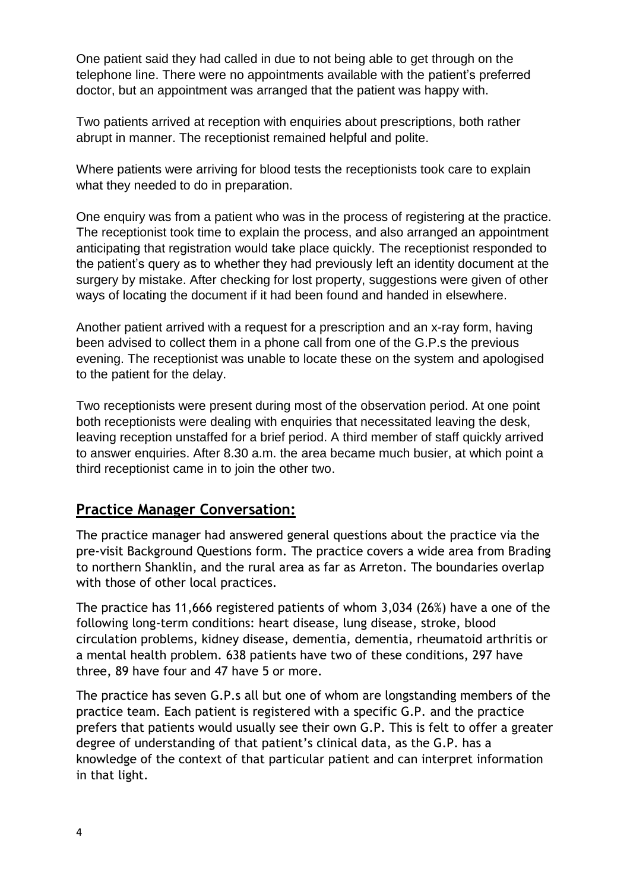One patient said they had called in due to not being able to get through on the telephone line. There were no appointments available with the patient's preferred doctor, but an appointment was arranged that the patient was happy with.

Two patients arrived at reception with enquiries about prescriptions, both rather abrupt in manner. The receptionist remained helpful and polite.

Where patients were arriving for blood tests the receptionists took care to explain what they needed to do in preparation.

One enquiry was from a patient who was in the process of registering at the practice. The receptionist took time to explain the process, and also arranged an appointment anticipating that registration would take place quickly. The receptionist responded to the patient's query as to whether they had previously left an identity document at the surgery by mistake. After checking for lost property, suggestions were given of other ways of locating the document if it had been found and handed in elsewhere.

Another patient arrived with a request for a prescription and an x-ray form, having been advised to collect them in a phone call from one of the G.P.s the previous evening. The receptionist was unable to locate these on the system and apologised to the patient for the delay.

Two receptionists were present during most of the observation period. At one point both receptionists were dealing with enquiries that necessitated leaving the desk, leaving reception unstaffed for a brief period. A third member of staff quickly arrived to answer enquiries. After 8.30 a.m. the area became much busier, at which point a third receptionist came in to join the other two.

## Practice Manager Conversation:

The practice manager had answered general questions about the practice via the pre-visit Background Questions form. The practice covers a wide area from Brading to northern Shanklin, and the rural area as far as Arreton. The boundaries overlap with those of other local practices.

The practice has 11,666 registered patients of whom 3,034 (26%) have a one of the following long-term conditions: heart disease, lung disease, stroke, blood circulation problems, kidney disease, dementia, dementia, rheumatoid arthritis or a mental health problem. 638 patients have two of these conditions, 297 have three, 89 have four and 47 have 5 or more.

The practice has seven G.P.s all but one of whom are longstanding members of the practice team. Each patient is registered with a specific G.P. and the practice prefers that patients would usually see their own G.P. This is felt to offer a greater degree of understanding of that patient's clinical data, as the G.P. has a knowledge of the context of that particular patient and can interpret information in that light.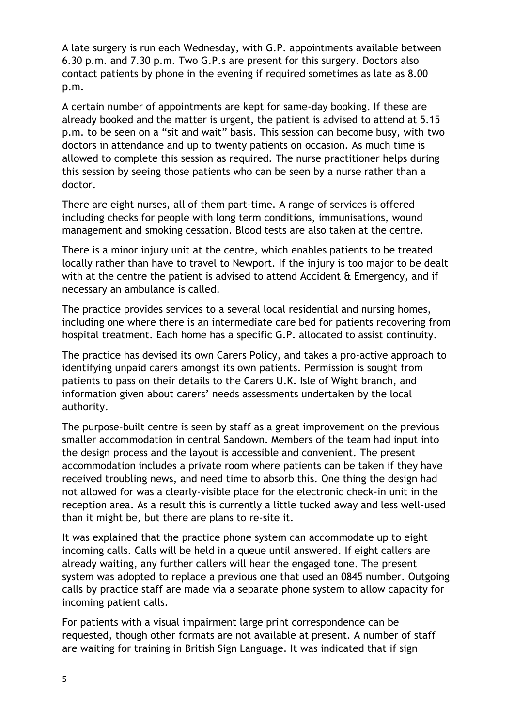A late surgery is run each Wednesday, with G.P. appointments available between 6.30 p.m. and 7.30 p.m. Two G.P.s are present for this surgery. Doctors also contact patients by phone in the evening if required sometimes as late as 8.00 p.m.

A certain number of appointments are kept for same-day booking. If these are already booked and the matter is urgent, the patient is advised to attend at 5.15 p.m. to be seen on a "sit and wait" basis. This session can become busy, with two doctors in attendance and up to twenty patients on occasion. As much time is allowed to complete this session as required. The nurse practitioner helps during this session by seeing those patients who can be seen by a nurse rather than a doctor.

There are eight nurses, all of them part-time. A range of services is offered including checks for people with long term conditions, immunisations, wound management and smoking cessation. Blood tests are also taken at the centre.

There is a minor injury unit at the centre, which enables patients to be treated locally rather than have to travel to Newport. If the injury is too major to be dealt with at the centre the patient is advised to attend Accident & Emergency, and if necessary an ambulance is called.

The practice provides services to a several local residential and nursing homes, including one where there is an intermediate care bed for patients recovering from hospital treatment. Each home has a specific G.P. allocated to assist continuity.

The practice has devised its own Carers Policy, and takes a pro-active approach to identifying unpaid carers amongst its own patients. Permission is sought from patients to pass on their details to the Carers U.K. Isle of Wight branch, and information given about carers' needs assessments undertaken by the local authority.

The purpose-built centre is seen by staff as a great improvement on the previous smaller accommodation in central Sandown. Members of the team had input into the design process and the layout is accessible and convenient. The present accommodation includes a private room where patients can be taken if they have received troubling news, and need time to absorb this. One thing the design had not allowed for was a clearly-visible place for the electronic check-in unit in the reception area. As a result this is currently a little tucked away and less well-used than it might be, but there are plans to re-site it.

It was explained that the practice phone system can accommodate up to eight incoming calls. Calls will be held in a queue until answered. If eight callers are already waiting, any further callers will hear the engaged tone. The present system was adopted to replace a previous one that used an 0845 number. Outgoing calls by practice staff are made via a separate phone system to allow capacity for incoming patient calls.

For patients with a visual impairment large print correspondence can be requested, though other formats are not available at present. A number of staff are waiting for training in British Sign Language. It was indicated that if sign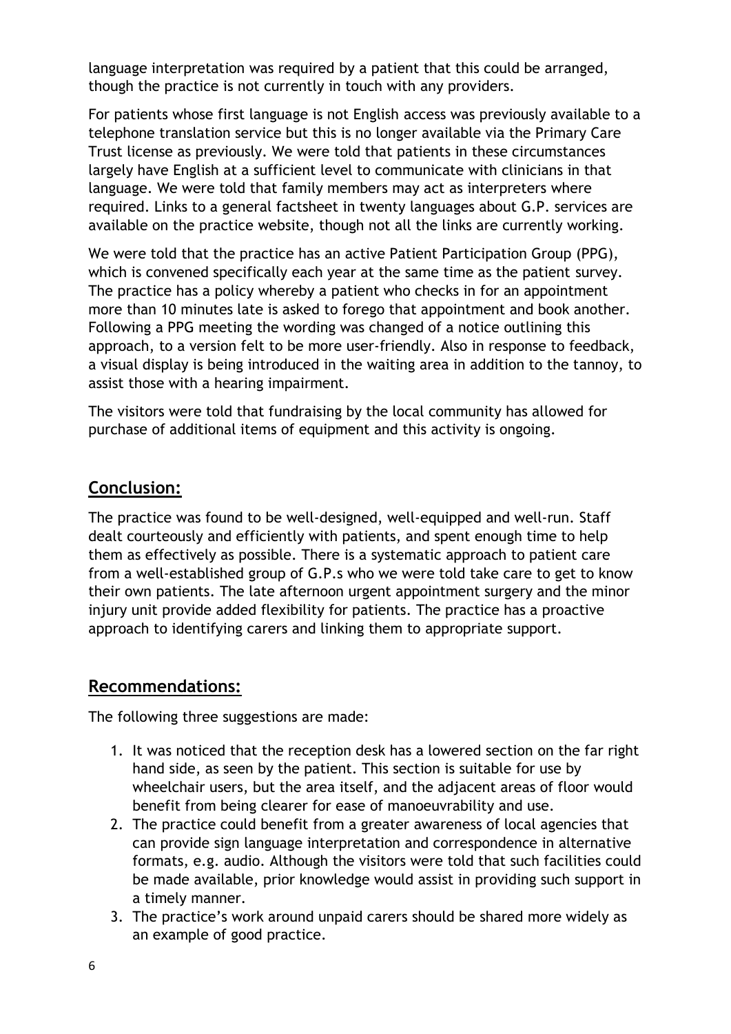language interpretation was required by a patient that this could be arranged, though the practice is not currently in touch with any providers.

For patients whose first language is not English access was previously available to a telephone translation service but this is no longer available via the Primary Care Trust license as previously. We were told that patients in these circumstances largely have English at a sufficient level to communicate with clinicians in that language. We were told that family members may act as interpreters where required. Links to a general factsheet in twenty languages about G.P. services are available on the practice website, though not all the links are currently working.

We were told that the practice has an active Patient Participation Group (PPG), which is convened specifically each year at the same time as the patient survey. The practice has a policy whereby a patient who checks in for an appointment more than 10 minutes late is asked to forego that appointment and book another. Following a PPG meeting the wording was changed of a notice outlining this approach, to a version felt to be more user-friendly. Also in response to feedback, a visual display is being introduced in the waiting area in addition to the tannoy, to assist those with a hearing impairment.

The visitors were told that fundraising by the local community has allowed for purchase of additional items of equipment and this activity is ongoing.

## Conclusion:

The practice was found to be well-designed, well-equipped and well-run. Staff dealt courteously and efficiently with patients, and spent enough time to help them as effectively as possible. There is a systematic approach to patient care from a well-established group of G.P.s who we were told take care to get to know their own patients. The late afternoon urgent appointment surgery and the minor injury unit provide added flexibility for patients. The practice has a proactive approach to identifying carers and linking them to appropriate support.

## Recommendations:

The following three suggestions are made:

1. It was noticed that the reception desk has a lowered section on the far right hand side, as seen by the patient. This section is suitable for use by wheelchair users, but the area itself, and the adjacent areas of floor would benefit from being clearer for ease of manoeuvrability and use.
2. The practice could benefit from a greater awareness of local agencies that can provide sign language interpretation and correspondence in alternative formats, e.g. audio. Although the visitors were told that such facilities could be made available, prior knowledge would assist in providing such support in a timely manner.
3. The practice's work around unpaid carers should be shared more widely as an example of good practice.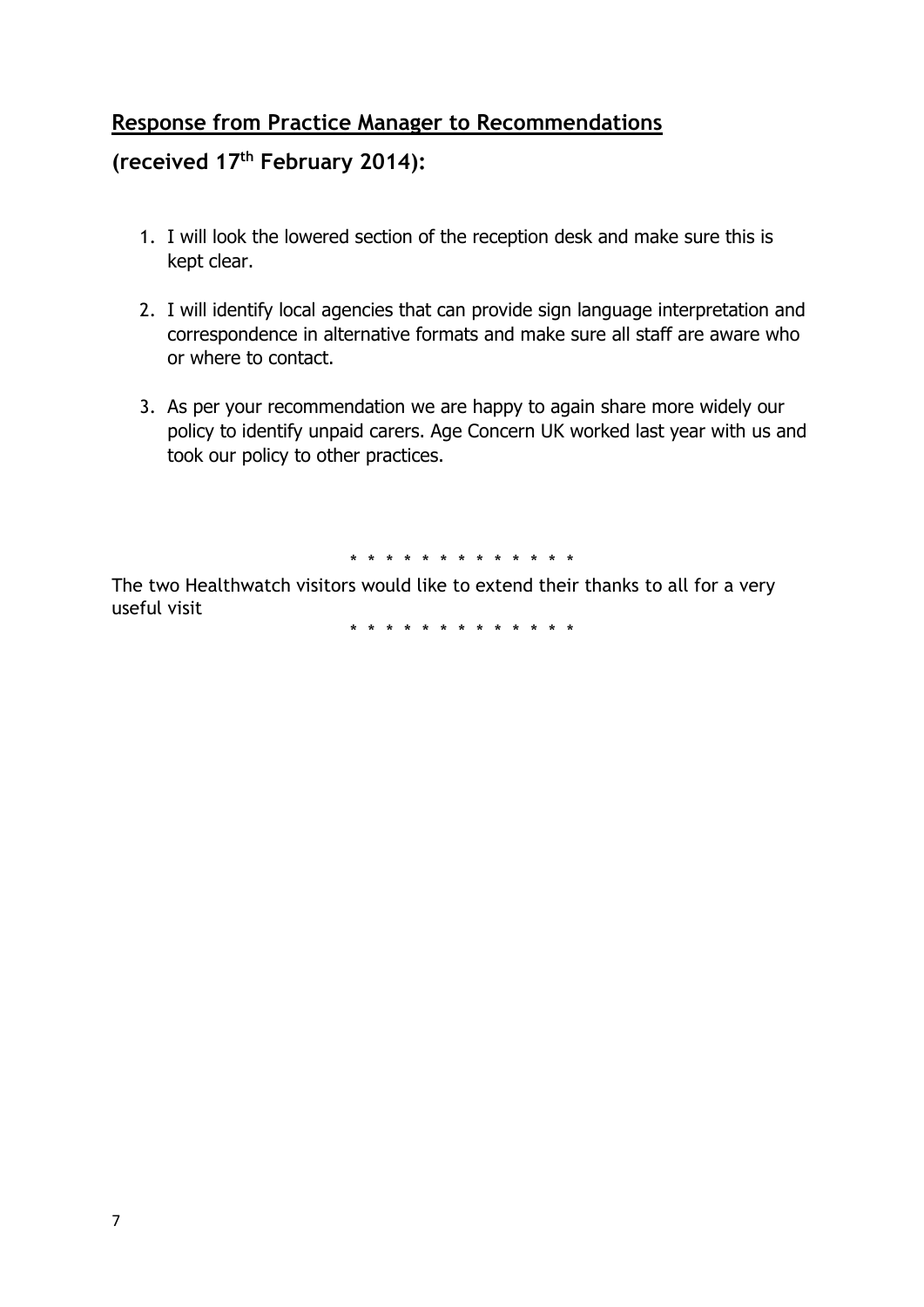## Response from Practice Manager to Recommendations

## (received 17th February 2014):

1. I will look the lowered section of the reception desk and make sure this is kept clear.
2. I will identify local agencies that can provide sign language interpretation and correspondence in alternative formats and make sure all staff are aware who or where to contact.
3. As per your recommendation we are happy to again share more widely our policy to identify unpaid carers. Age Concern UK worked last year with us and took our policy to other practices.

* * * * * * * * * * * * * *

The two Healthwatch visitors would like to extend their thanks to all for a very useful visit

* * * * * * * * * * * * * *